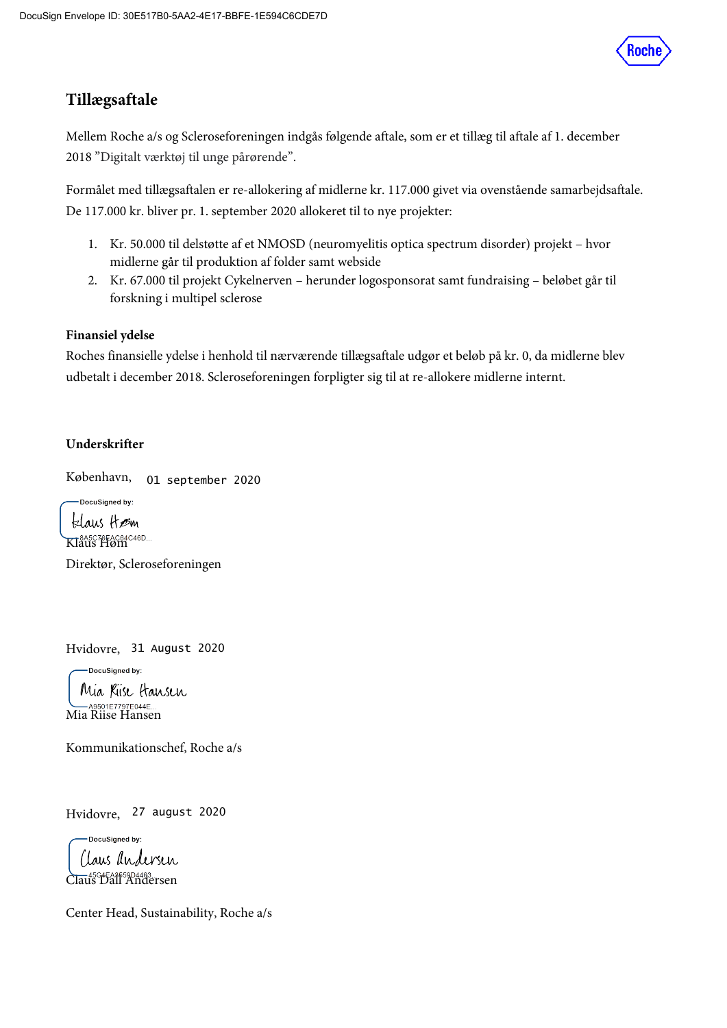DocuSign Envelope ID: 30E517B0-5AA2-4E17-BBFE-1E594C6CDE7D

Roche

# Tillægsaftale

Mellem Roche a/s og Scleroseforeningen indgås følgende aftale, som er et tillæg til aftale af 1. december 2018 "Digitalt værktøj til unge pårørende".

Formålet med tillægsaftalen er re-allokering af midlerne kr. 117.000 givet via ovenstående samarbejdsaftale. De 117.000 kr. bliver pr. 1. september 2020 allokeret til to nye projekter:

1. Kr. 50.000 til delstøtte af et NMOSD (neuromyelitis optica spectrum disorder) projekt – hvor midlerne går til produktion af folder samt webside
2. Kr. 67.000 til projekt Cykelnerven – herunder logosponsorat samt fundraising – beløbet går til forskning i multipel sclerose

**Finansiel ydelse**

Roches finansielle ydelse i henhold til nærværende tillægsaftale udgør et beløb på kr. 0, da midlerne blev udbetalt i december 2018. Scleroseforeningen forpligter sig til at re-allokere midlerne internt.

**Underskrifter**

København, 01 september 2020

DocuSigned by:
Klaus Høm
8A5C76FAC64C46D...

Klaus Høm

Direktør, Scleroseforeningen

Hvidovre, 31 August 2020

DocuSigned by:
Mia Riise Hansen
A9501E7797E044E...

Mia Riise Hansen

Kommunikationschef, Roche a/s

Hvidovre, 27 august 2020

DocuSigned by:
Claus Andersen
45C4EA8559D4463...

Claus Dall Andersen

Center Head, Sustainability, Roche a/s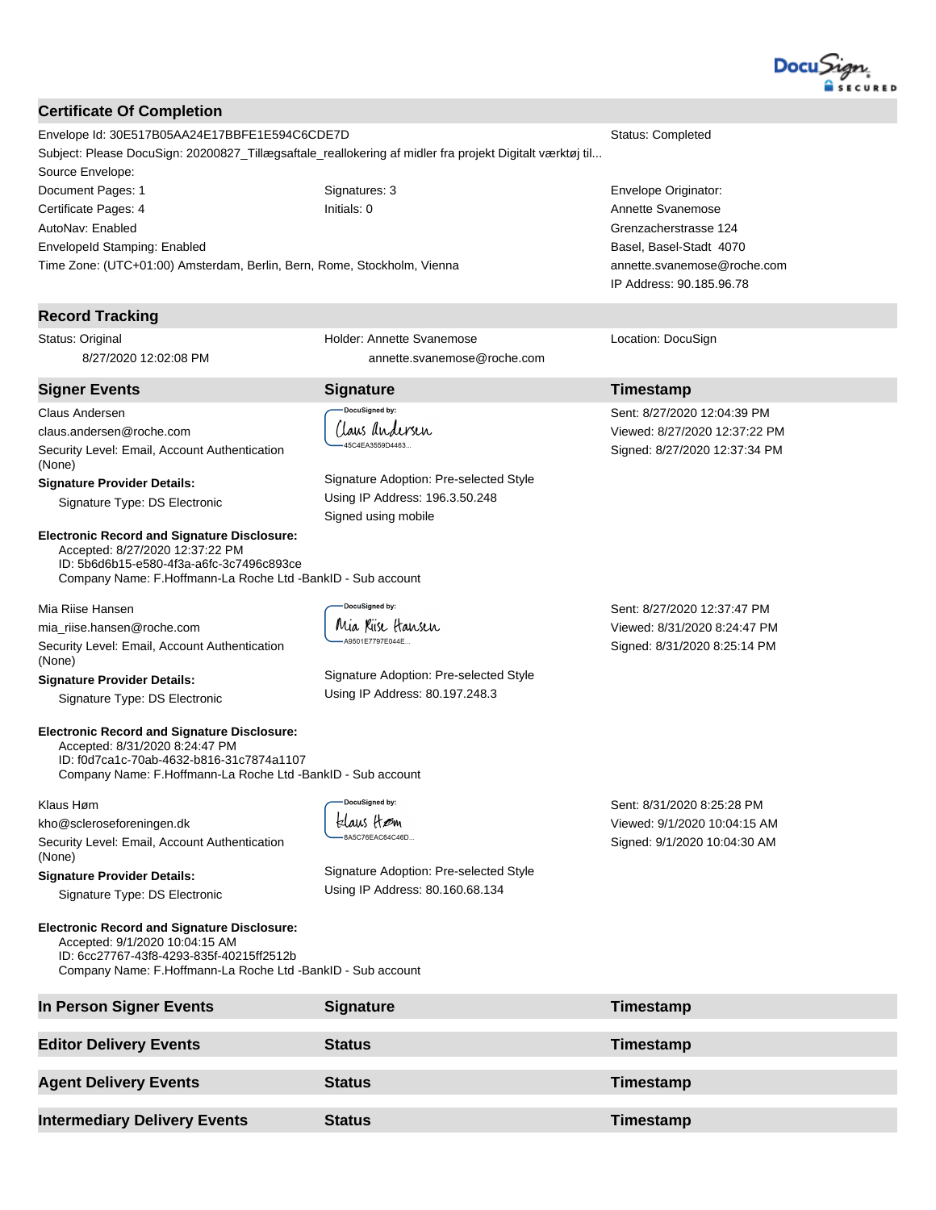DocuSign SECURED

## Certificate Of Completion

Envelope Id: 30E517B05AA24E17BBFE1E594C6CDE7D

Status: Completed

Subject: Please DocuSign: 20200827_Tillægsaftale_reallokering af midler fra projekt Digitalt værktøj til...

Source Envelope:

Document Pages: 1

Signatures: 3

Envelope Originator:

Certificate Pages: 4

Initials: 0

Annette Svanemose

AutoNav: Enabled

Grenzacherstrasse 124

EnvelopeId Stamping: Enabled

Basel, Basel-Stadt 4070

Time Zone: (UTC+01:00) Amsterdam, Berlin, Bern, Rome, Stockholm, Vienna

annette.svanemose@roche.com

IP Address: 90.185.96.78

## Record Tracking

| Status: Original<br>8/27/2020 12:02:08 PM | Holder: Annette Svanemose<br>annette.svanemose@roche.com | Location: DocuSign |
|---|---|---|

## Signer Events

| Signer Events | Signature | Timestamp |
|---|---|---|
| Claus Andersen<br>claus.andersen@roche.com<br>Security Level: Email, Account Authentication (None)<br>**Signature Provider Details:**<br>Signature Type: DS Electronic | DocuSigned by: Claus Andersen<br>45C4EA3559D4463...<br>Signature Adoption: Pre-selected Style<br>Using IP Address: 196.3.50.248<br>Signed using mobile | Sent: 8/27/2020 12:04:39 PM<br>Viewed: 8/27/2020 12:37:22 PM<br>Signed: 8/27/2020 12:37:34 PM |

**Electronic Record and Signature Disclosure:**
Accepted: 8/27/2020 12:37:22 PM
ID: 5b6d6b15-e580-4f3a-a6fc-3c7496c893ce
Company Name: F.Hoffmann-La Roche Ltd -BankID - Sub account

| Signer Events | Signature | Timestamp |
|---|---|---|
| Mia Riise Hansen<br>mia_riise.hansen@roche.com<br>Security Level: Email, Account Authentication (None)<br>**Signature Provider Details:**<br>Signature Type: DS Electronic | DocuSigned by: Mia Riise Hansen<br>A9501E7797E044E...<br>Signature Adoption: Pre-selected Style<br>Using IP Address: 80.197.248.3 | Sent: 8/27/2020 12:37:47 PM<br>Viewed: 8/31/2020 8:24:47 PM<br>Signed: 8/31/2020 8:25:14 PM |

**Electronic Record and Signature Disclosure:**
Accepted: 8/31/2020 8:24:47 PM
ID: f0d7ca1c-70ab-4632-b816-31c7874a1107
Company Name: F.Hoffmann-La Roche Ltd -BankID - Sub account

| Signer Events | Signature | Timestamp |
|---|---|---|
| Klaus Høm<br>kho@scleroseforeningen.dk<br>Security Level: Email, Account Authentication (None)<br>**Signature Provider Details:**<br>Signature Type: DS Electronic | DocuSigned by: Klaus Høm<br>8A5C76EAC64C46D...<br>Signature Adoption: Pre-selected Style<br>Using IP Address: 80.160.68.134 | Sent: 8/31/2020 8:25:28 PM<br>Viewed: 9/1/2020 10:04:15 AM<br>Signed: 9/1/2020 10:04:30 AM |

**Electronic Record and Signature Disclosure:**
Accepted: 9/1/2020 10:04:15 AM
ID: 6cc27767-43f8-4293-835f-40215ff2512b
Company Name: F.Hoffmann-La Roche Ltd -BankID - Sub account

| In Person Signer Events | Signature | Timestamp |
|---|---|---|

| Editor Delivery Events | Status | Timestamp |
|---|---|---|

| Agent Delivery Events | Status | Timestamp |
|---|---|---|

| Intermediary Delivery Events | Status | Timestamp |
|---|---|---|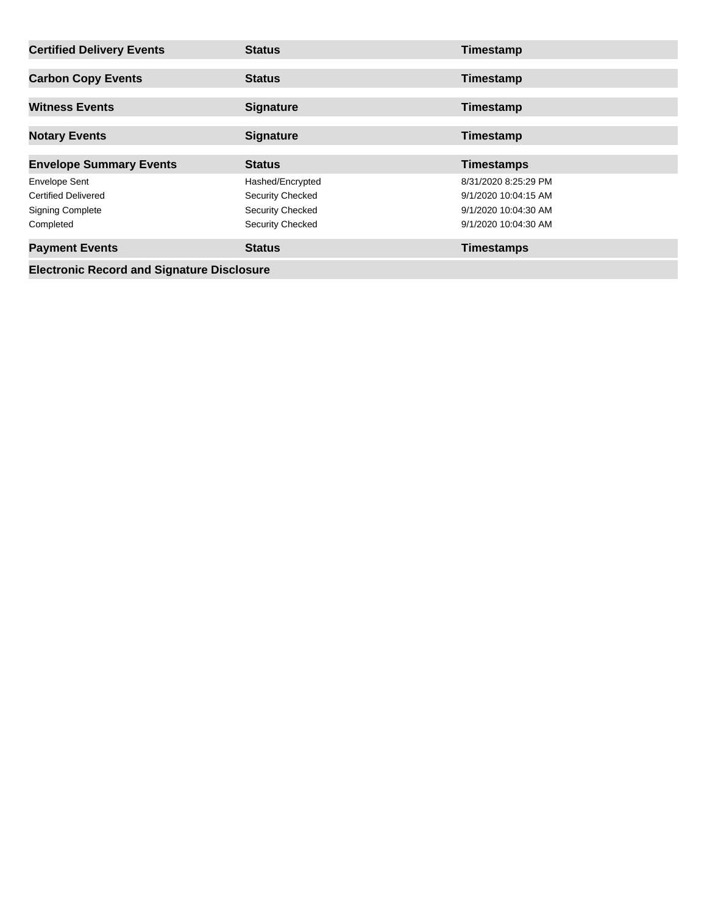| Certified Delivery Events | Status | Timestamp |
|---|---|---|

| Carbon Copy Events | Status | Timestamp |
|---|---|---|

| Witness Events | Signature | Timestamp |
|---|---|---|

| Notary Events | Signature | Timestamp |
|---|---|---|

| Envelope Summary Events | Status | Timestamps |
|---|---|---|
| Envelope Sent | Hashed/Encrypted | 8/31/2020 8:25:29 PM |
| Certified Delivered | Security Checked | 9/1/2020 10:04:15 AM |
| Signing Complete | Security Checked | 9/1/2020 10:04:30 AM |
| Completed | Security Checked | 9/1/2020 10:04:30 AM |

| Payment Events | Status | Timestamps |
|---|---|---|

**Electronic Record and Signature Disclosure**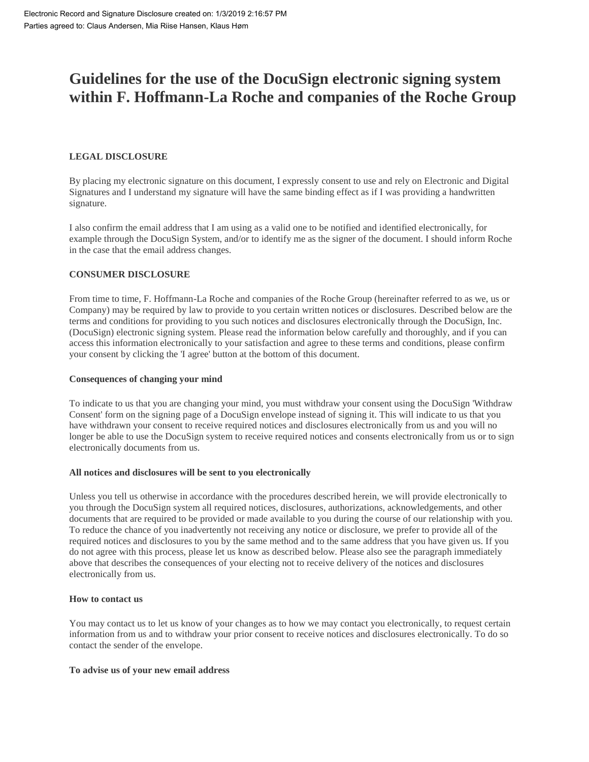Electronic Record and Signature Disclosure created on: 1/3/2019 2:16:57 PM
Parties agreed to: Claus Andersen, Mia Riise Hansen, Klaus Høm

# Guidelines for the use of the DocuSign electronic signing system within F. Hoffmann-La Roche and companies of the Roche Group

**LEGAL DISCLOSURE**

By placing my electronic signature on this document, I expressly consent to use and rely on Electronic and Digital Signatures and I understand my signature will have the same binding effect as if I was providing a handwritten signature.

I also confirm the email address that I am using as a valid one to be notified and identified electronically, for example through the DocuSign System, and/or to identify me as the signer of the document. I should inform Roche in the case that the email address changes.

**CONSUMER DISCLOSURE**

From time to time, F. Hoffmann-La Roche and companies of the Roche Group (hereinafter referred to as we, us or Company) may be required by law to provide to you certain written notices or disclosures. Described below are the terms and conditions for providing to you such notices and disclosures electronically through the DocuSign, Inc. (DocuSign) electronic signing system. Please read the information below carefully and thoroughly, and if you can access this information electronically to your satisfaction and agree to these terms and conditions, please confirm your consent by clicking the 'I agree' button at the bottom of this document.

**Consequences of changing your mind**

To indicate to us that you are changing your mind, you must withdraw your consent using the DocuSign 'Withdraw Consent' form on the signing page of a DocuSign envelope instead of signing it. This will indicate to us that you have withdrawn your consent to receive required notices and disclosures electronically from us and you will no longer be able to use the DocuSign system to receive required notices and consents electronically from us or to sign electronically documents from us.

**All notices and disclosures will be sent to you electronically**

Unless you tell us otherwise in accordance with the procedures described herein, we will provide electronically to you through the DocuSign system all required notices, disclosures, authorizations, acknowledgements, and other documents that are required to be provided or made available to you during the course of our relationship with you. To reduce the chance of you inadvertently not receiving any notice or disclosure, we prefer to provide all of the required notices and disclosures to you by the same method and to the same address that you have given us. If you do not agree with this process, please let us know as described below. Please also see the paragraph immediately above that describes the consequences of your electing not to receive delivery of the notices and disclosures electronically from us.

**How to contact us**

You may contact us to let us know of your changes as to how we may contact you electronically, to request certain information from us and to withdraw your prior consent to receive notices and disclosures electronically. To do so contact the sender of the envelope.

**To advise us of your new email address**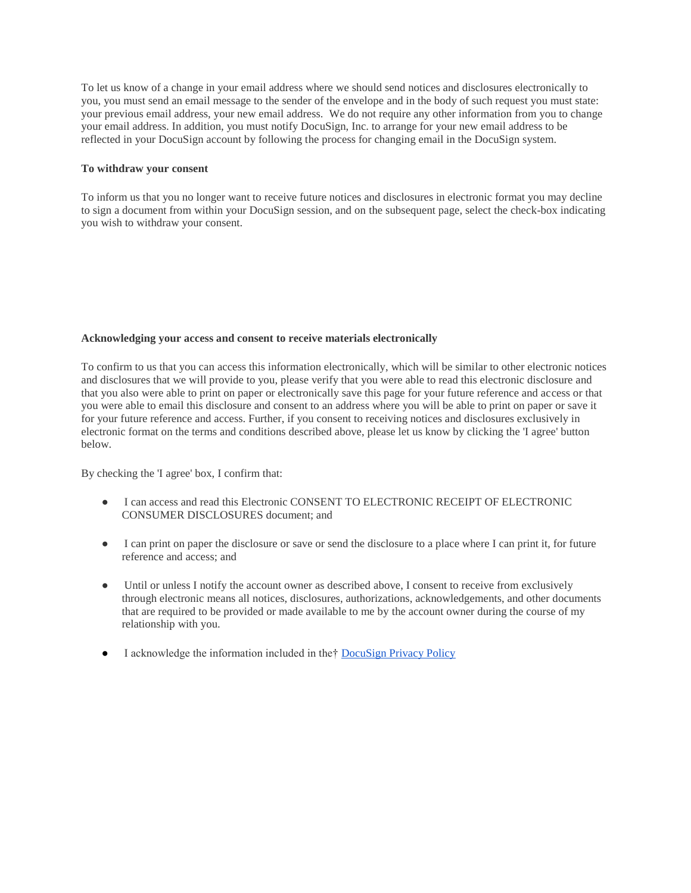To let us know of a change in your email address where we should send notices and disclosures electronically to you, you must send an email message to the sender of the envelope and in the body of such request you must state: your previous email address, your new email address.  We do not require any other information from you to change your email address. In addition, you must notify DocuSign, Inc. to arrange for your new email address to be reflected in your DocuSign account by following the process for changing email in the DocuSign system.

**To withdraw your consent**

To inform us that you no longer want to receive future notices and disclosures in electronic format you may decline to sign a document from within your DocuSign session, and on the subsequent page, select the check-box indicating you wish to withdraw your consent.

**Acknowledging your access and consent to receive materials electronically**

To confirm to us that you can access this information electronically, which will be similar to other electronic notices and disclosures that we will provide to you, please verify that you were able to read this electronic disclosure and that you also were able to print on paper or electronically save this page for your future reference and access or that you were able to email this disclosure and consent to an address where you will be able to print on paper or save it for your future reference and access. Further, if you consent to receiving notices and disclosures exclusively in electronic format on the terms and conditions described above, please let us know by clicking the 'I agree' button below.

By checking the 'I agree' box, I confirm that:

- I can access and read this Electronic CONSENT TO ELECTRONIC RECEIPT OF ELECTRONIC CONSUMER DISCLOSURES document; and
- I can print on paper the disclosure or save or send the disclosure to a place where I can print it, for future reference and access; and
- Until or unless I notify the account owner as described above, I consent to receive from exclusively through electronic means all notices, disclosures, authorizations, acknowledgements, and other documents that are required to be provided or made available to me by the account owner during the course of my relationship with you.
- I acknowledge the information included in the† DocuSign Privacy Policy